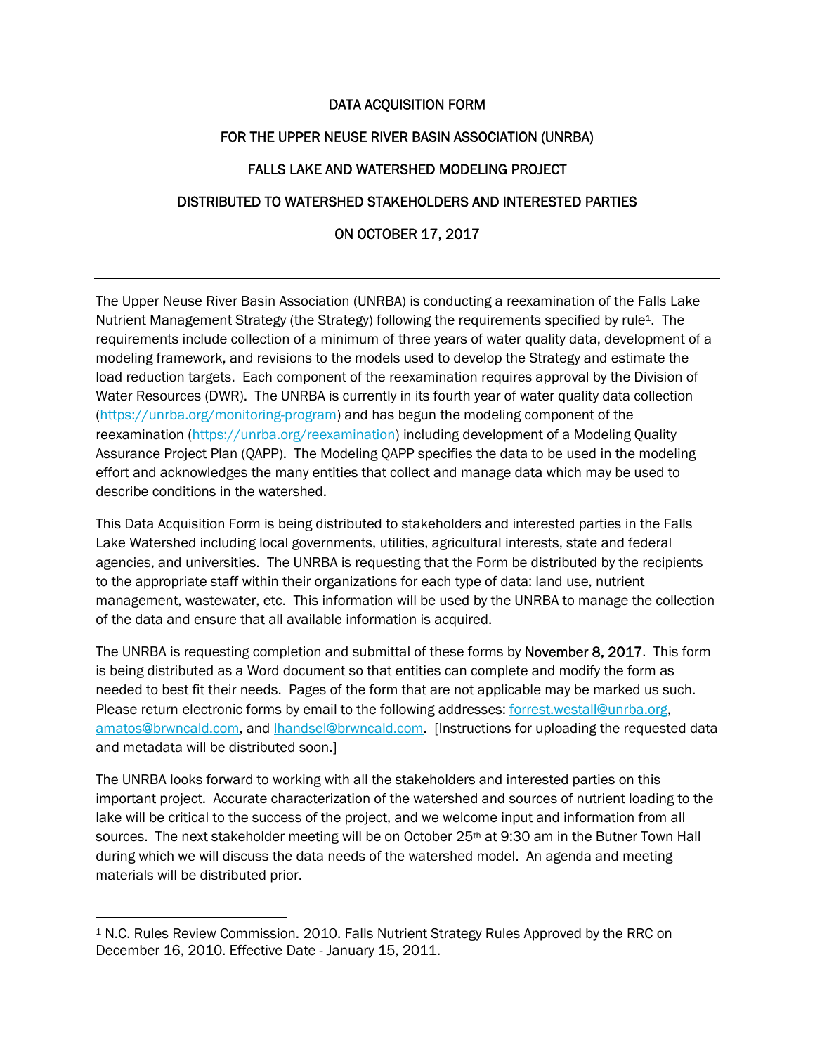# DATA ACQUISITION FORM

# FOR THE UPPER NEUSE RIVER BASIN ASSOCIATION (UNRBA)

# FALLS LAKE AND WATERSHED MODELING PROJECT

# DISTRIBUTED TO WATERSHED STAKEHOLDERS AND INTERESTED PARTIES

# ON OCTOBER 17, 2017

---

The Upper Neuse River Basin Association (UNRBA) is conducting a reexamination of the Falls Lake Nutrient Management Strategy (the Strategy) following the requirements specified by rule[1]. The requirements include collection of a minimum of three years of water quality data, development of a modeling framework, and revisions to the models used to develop the Strategy and estimate the load reduction targets. Each component of the reexamination requires approval by the Division of Water Resources (DWR). The UNRBA is currently in its fourth year of water quality data collection (https://unrba.org/monitoring-program) and has begun the modeling component of the reexamination (https://unrba.org/reexamination) including development of a Modeling Quality Assurance Project Plan (QAPP). The Modeling QAPP specifies the data to be used in the modeling effort and acknowledges the many entities that collect and manage data which may be used to describe conditions in the watershed.

This Data Acquisition Form is being distributed to stakeholders and interested parties in the Falls Lake Watershed including local governments, utilities, agricultural interests, state and federal agencies, and universities. The UNRBA is requesting that the Form be distributed by the recipients to the appropriate staff within their organizations for each type of data: land use, nutrient management, wastewater, etc. This information will be used by the UNRBA to manage the collection of the data and ensure that all available information is acquired.

The UNRBA is requesting completion and submittal of these forms by **November 8, 2017**. This form is being distributed as a Word document so that entities can complete and modify the form as needed to best fit their needs. Pages of the form that are not applicable may be marked us such. Please return electronic forms by email to the following addresses: forrest.westall@unrba.org, amatos@brwncald.com, and lhandsel@brwncald.com. [Instructions for uploading the requested data and metadata will be distributed soon.]

The UNRBA looks forward to working with all the stakeholders and interested parties on this important project. Accurate characterization of the watershed and sources of nutrient loading to the lake will be critical to the success of the project, and we welcome input and information from all sources. The next stakeholder meeting will be on October 25th at 9:30 am in the Butner Town Hall during which we will discuss the data needs of the watershed model. An agenda and meeting materials will be distributed prior.

---

[1] N.C. Rules Review Commission. 2010. Falls Nutrient Strategy Rules Approved by the RRC on December 16, 2010. Effective Date - January 15, 2011.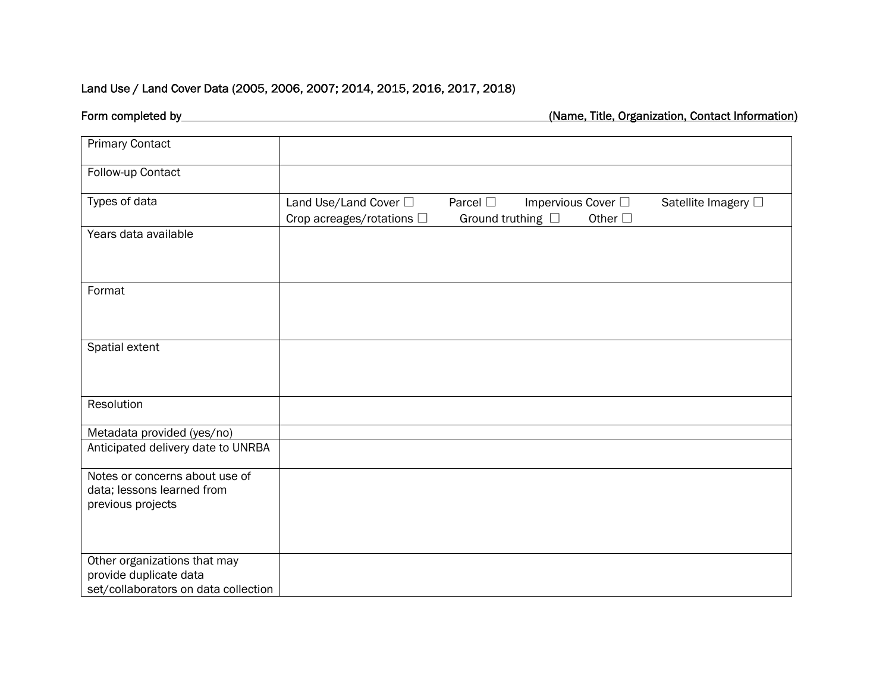Land Use / Land Cover Data (2005, 2006, 2007; 2014, 2015, 2016, 2017, 2018)

Form completed by\_\_\_\_\_\_\_\_\_\_\_\_\_\_\_\_\_\_\_\_\_\_\_\_\_\_\_\_\_\_\_\_\_\_\_\_\_\_\_\_\_\_\_\_\_\_\_\_\_\_\_\_ (Name, Title, Organization, Contact Information)

| | |
|---|---|
| Primary Contact | |
| Follow-up Contact | |
| Types of data | Land Use/Land Cover ☐ Parcel ☐ Impervious Cover ☐ Satellite Imagery ☐ Crop acreages/rotations ☐ Ground truthing ☐ Other ☐ |
| Years data available | |
| Format | |
| Spatial extent | |
| Resolution | |
| Metadata provided (yes/no) | |
| Anticipated delivery date to UNRBA | |
| Notes or concerns about use of data; lessons learned from previous projects | |
| Other organizations that may provide duplicate data set/collaborators on data collection | |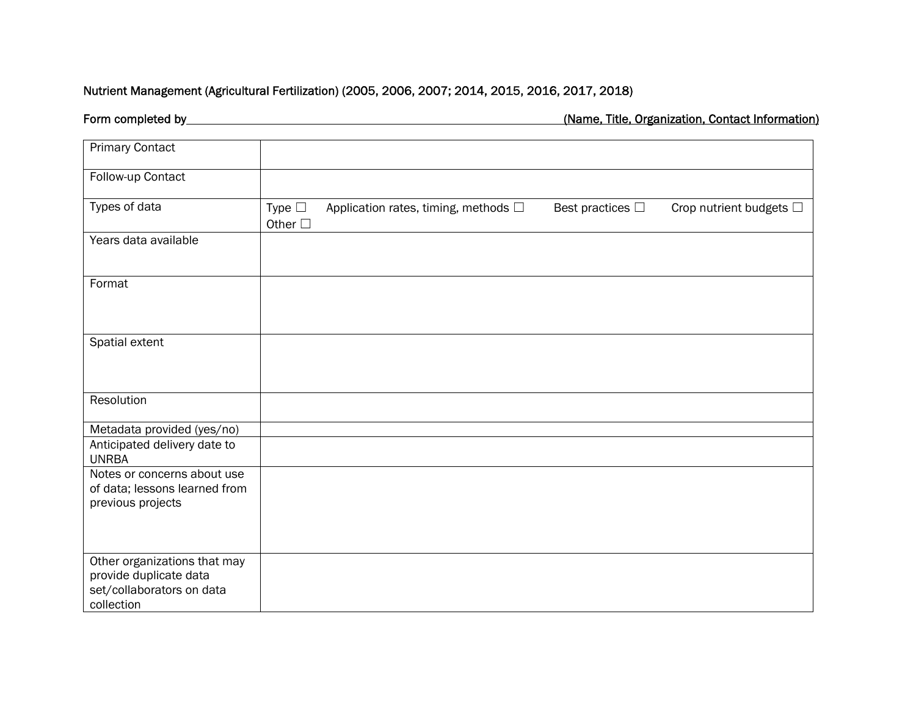Nutrient Management (Agricultural Fertilization) (2005, 2006, 2007; 2014, 2015, 2016, 2017, 2018)

Form completed by\_\_\_\_\_\_\_\_\_\_\_\_\_\_\_\_\_\_\_\_\_\_\_\_\_\_\_\_\_\_\_\_\_\_\_\_\_\_\_\_\_\_\_\_\_\_\_\_\_\_\_\_\_\_\_\_ (Name, Title, Organization, Contact Information)

| | |
|---|---|
| Primary Contact | |
| Follow-up Contact | |
| Types of data | Type ☐ Application rates, timing, methods ☐ Best practices ☐ Crop nutrient budgets ☐ Other ☐ |
| Years data available | |
| Format | |
| Spatial extent | |
| Resolution | |
| Metadata provided (yes/no) | |
| Anticipated delivery date to UNRBA | |
| Notes or concerns about use of data; lessons learned from previous projects | |
| Other organizations that may provide duplicate data set/collaborators on data collection | |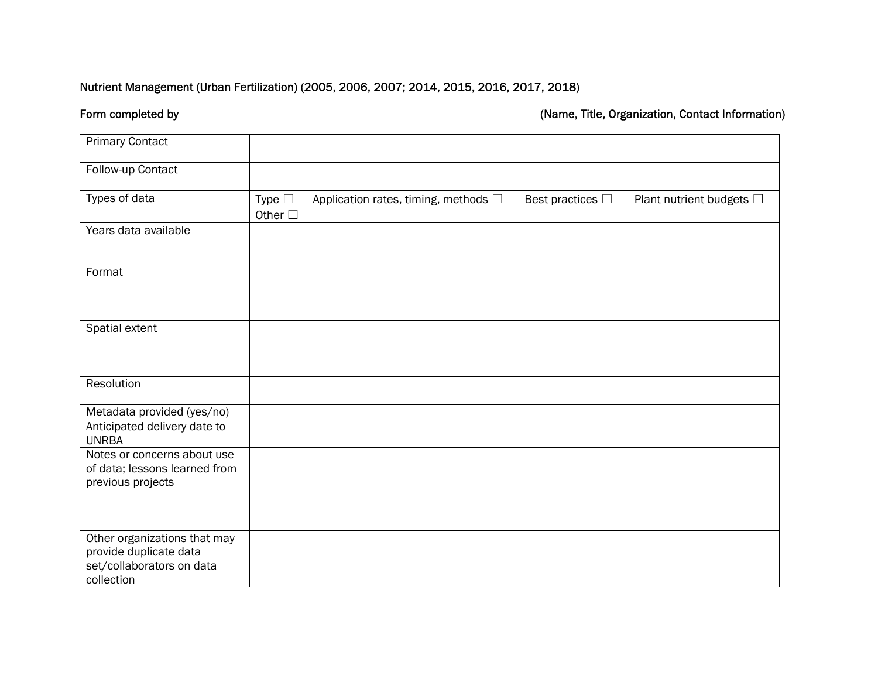Nutrient Management (Urban Fertilization) (2005, 2006, 2007; 2014, 2015, 2016, 2017, 2018)

Form completed by\_\_\_\_\_\_\_\_\_\_\_\_\_\_\_\_\_\_\_\_\_\_\_\_\_\_\_\_\_\_\_\_\_\_\_\_\_\_\_\_\_\_\_\_\_\_\_\_\_\_\_\_\_\_\_\_\_\_\_\_ (Name, Title, Organization, Contact Information)

| | |
|---|---|
| Primary Contact | |
| Follow-up Contact | |
| Types of data | Type ☐ Application rates, timing, methods ☐ Best practices ☐ Plant nutrient budgets ☐ Other ☐ |
| Years data available | |
| Format | |
| Spatial extent | |
| Resolution | |
| Metadata provided (yes/no) | |
| Anticipated delivery date to UNRBA | |
| Notes or concerns about use of data; lessons learned from previous projects | |
| Other organizations that may provide duplicate data set/collaborators on data collection | |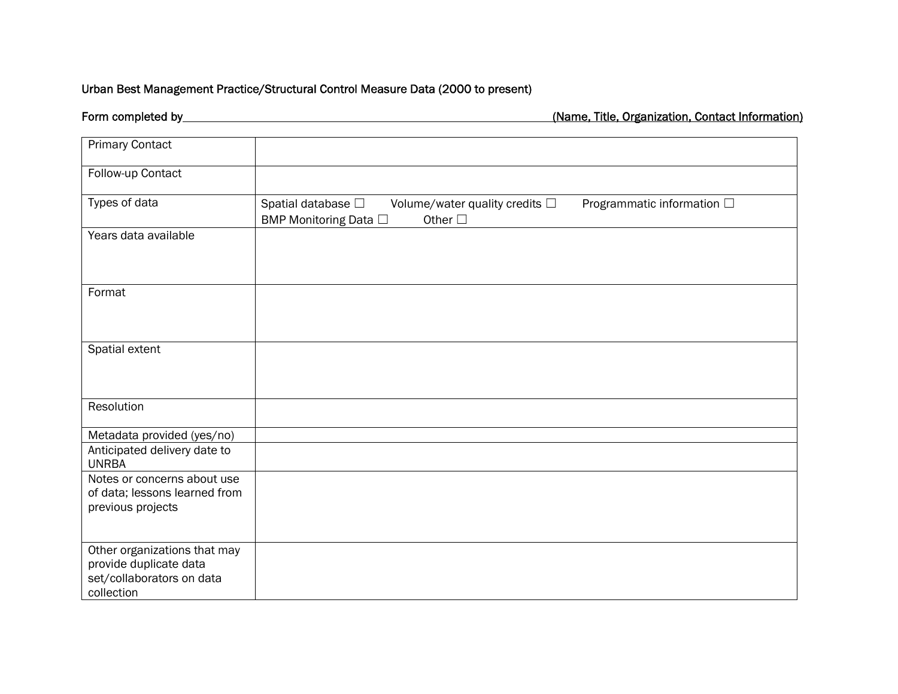Urban Best Management Practice/Structural Control Measure Data (2000 to present)

Form completed by\_\_\_\_\_\_\_\_\_\_\_\_\_\_\_\_\_\_\_\_\_\_\_\_\_\_\_\_\_\_\_\_\_\_\_\_\_\_\_\_\_\_\_\_\_\_\_\_\_\_\_\_ (Name, Title, Organization, Contact Information)

| | |
|---|---|
| Primary Contact | |
| Follow-up Contact | |
| Types of data | Spatial database ☐ Volume/water quality credits ☐ Programmatic information ☐ BMP Monitoring Data ☐ Other ☐ |
| Years data available | |
| Format | |
| Spatial extent | |
| Resolution | |
| Metadata provided (yes/no) | |
| Anticipated delivery date to UNRBA | |
| Notes or concerns about use of data; lessons learned from previous projects | |
| Other organizations that may provide duplicate data set/collaborators on data collection | |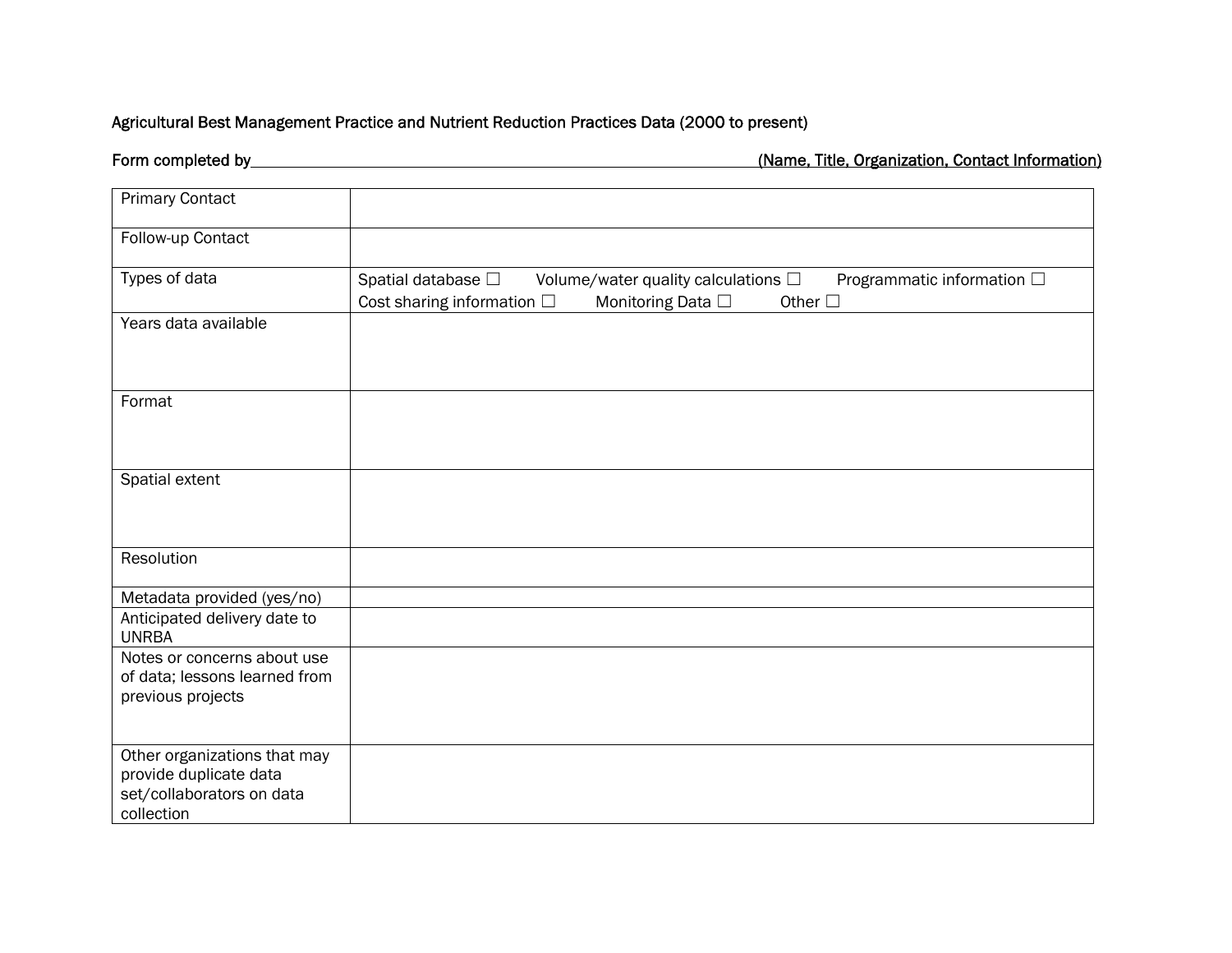Agricultural Best Management Practice and Nutrient Reduction Practices Data (2000 to present)

Form completed by\_\_\_\_\_\_\_\_\_\_\_\_\_\_\_\_\_\_\_\_\_\_\_\_\_\_\_\_\_\_\_\_\_\_\_\_\_\_\_\_\_\_\_\_\_\_\_\_ (Name, Title, Organization, Contact Information)

| | |
|---|---|
| Primary Contact | |
| Follow-up Contact | |
| Types of data | Spatial database ☐ Volume/water quality calculations ☐ Programmatic information ☐ Cost sharing information ☐ Monitoring Data ☐ Other ☐ |
| Years data available | |
| Format | |
| Spatial extent | |
| Resolution | |
| Metadata provided (yes/no) | |
| Anticipated delivery date to UNRBA | |
| Notes or concerns about use of data; lessons learned from previous projects | |
| Other organizations that may provide duplicate data set/collaborators on data collection | |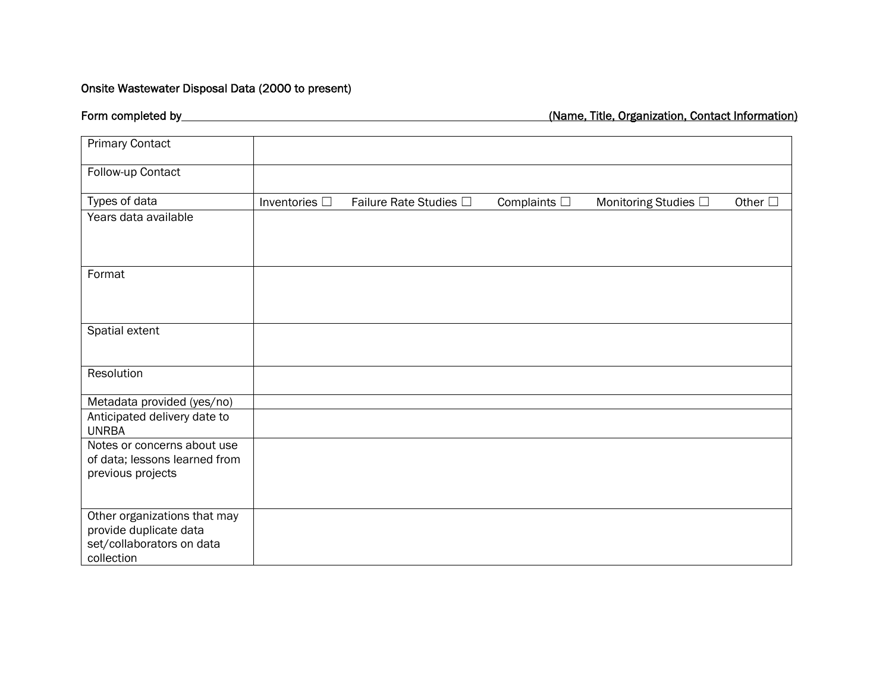Onsite Wastewater Disposal Data (2000 to present)

Form completed by\_\_\_\_\_\_\_\_\_\_\_\_\_\_\_\_\_\_\_\_\_\_\_\_\_\_\_\_\_\_\_\_\_\_\_\_\_\_\_\_\_\_\_\_\_\_\_\_\_\_\_\_\_\_\_\_\_\_\_\_ (Name, Title, Organization, Contact Information)

| | |
|---|---|
| Primary Contact | |
| Follow-up Contact | |
| Types of data | Inventories ☐ Failure Rate Studies ☐ Complaints ☐ Monitoring Studies ☐ Other ☐ |
| Years data available | |
| Format | |
| Spatial extent | |
| Resolution | |
| Metadata provided (yes/no) | |
| Anticipated delivery date to UNRBA | |
| Notes or concerns about use of data; lessons learned from previous projects | |
| Other organizations that may provide duplicate data set/collaborators on data collection | |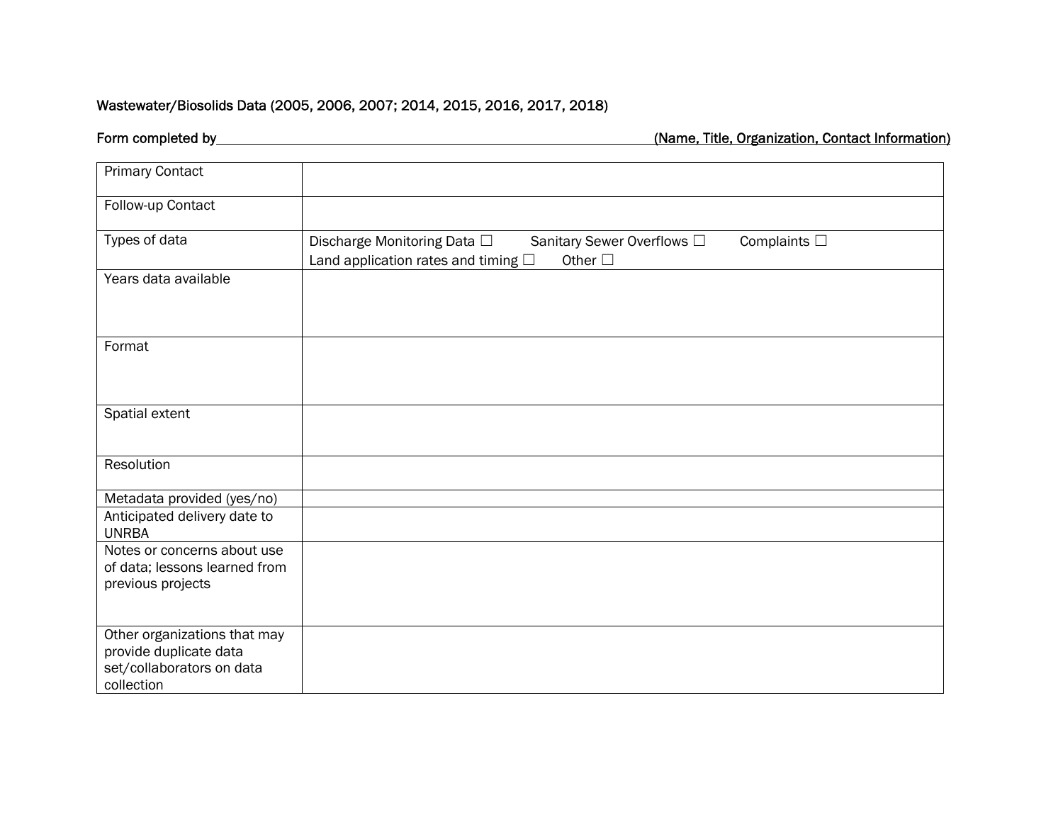Wastewater/Biosolids Data (2005, 2006, 2007; 2014, 2015, 2016, 2017, 2018)

Form completed by\_\_\_\_\_\_\_\_\_\_\_\_\_\_\_\_\_\_\_\_\_\_\_\_\_\_\_\_\_\_\_\_\_\_\_\_\_\_\_\_\_\_\_\_\_\_\_\_\_\_\_\_\_\_\_\_\_\_\_\_(Name, Title, Organization, Contact Information)

| | |
|---|---|
| Primary Contact | |
| Follow-up Contact | |
| Types of data | Discharge Monitoring Data ☐ Sanitary Sewer Overflows ☐ Complaints ☐<br>Land application rates and timing ☐ Other ☐ |
| Years data available | |
| Format | |
| Spatial extent | |
| Resolution | |
| Metadata provided (yes/no) | |
| Anticipated delivery date to UNRBA | |
| Notes or concerns about use of data; lessons learned from previous projects | |
| Other organizations that may provide duplicate data set/collaborators on data collection | |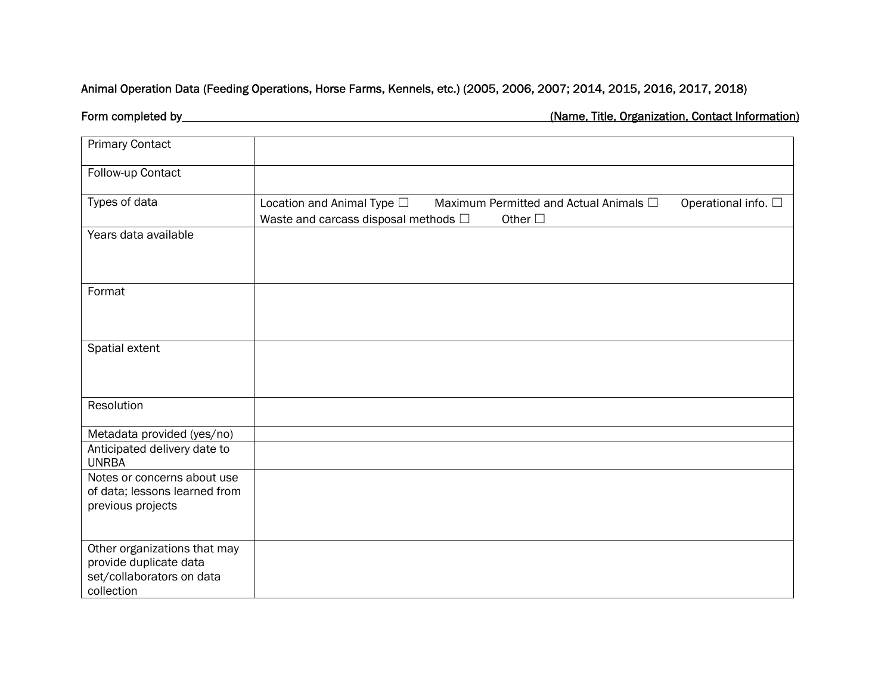Animal Operation Data (Feeding Operations, Horse Farms, Kennels, etc.) (2005, 2006, 2007; 2014, 2015, 2016, 2017, 2018)

Form completed by\_\_\_\_\_\_\_\_\_\_\_\_\_\_\_\_\_\_\_\_\_\_\_\_\_\_\_\_\_\_\_\_\_\_\_\_\_\_\_\_\_\_\_\_\_\_\_\_\_\_\_\_\_\_\_\_\_\_\_\_ (Name, Title, Organization, Contact Information)

| | |
|---|---|
| Primary Contact | |
| Follow-up Contact | |
| Types of data | Location and Animal Type ☐ Maximum Permitted and Actual Animals ☐ Operational info. ☐ Waste and carcass disposal methods ☐ Other ☐ |
| Years data available | |
| Format | |
| Spatial extent | |
| Resolution | |
| Metadata provided (yes/no) | |
| Anticipated delivery date to UNRBA | |
| Notes or concerns about use of data; lessons learned from previous projects | |
| Other organizations that may provide duplicate data set/collaborators on data collection | |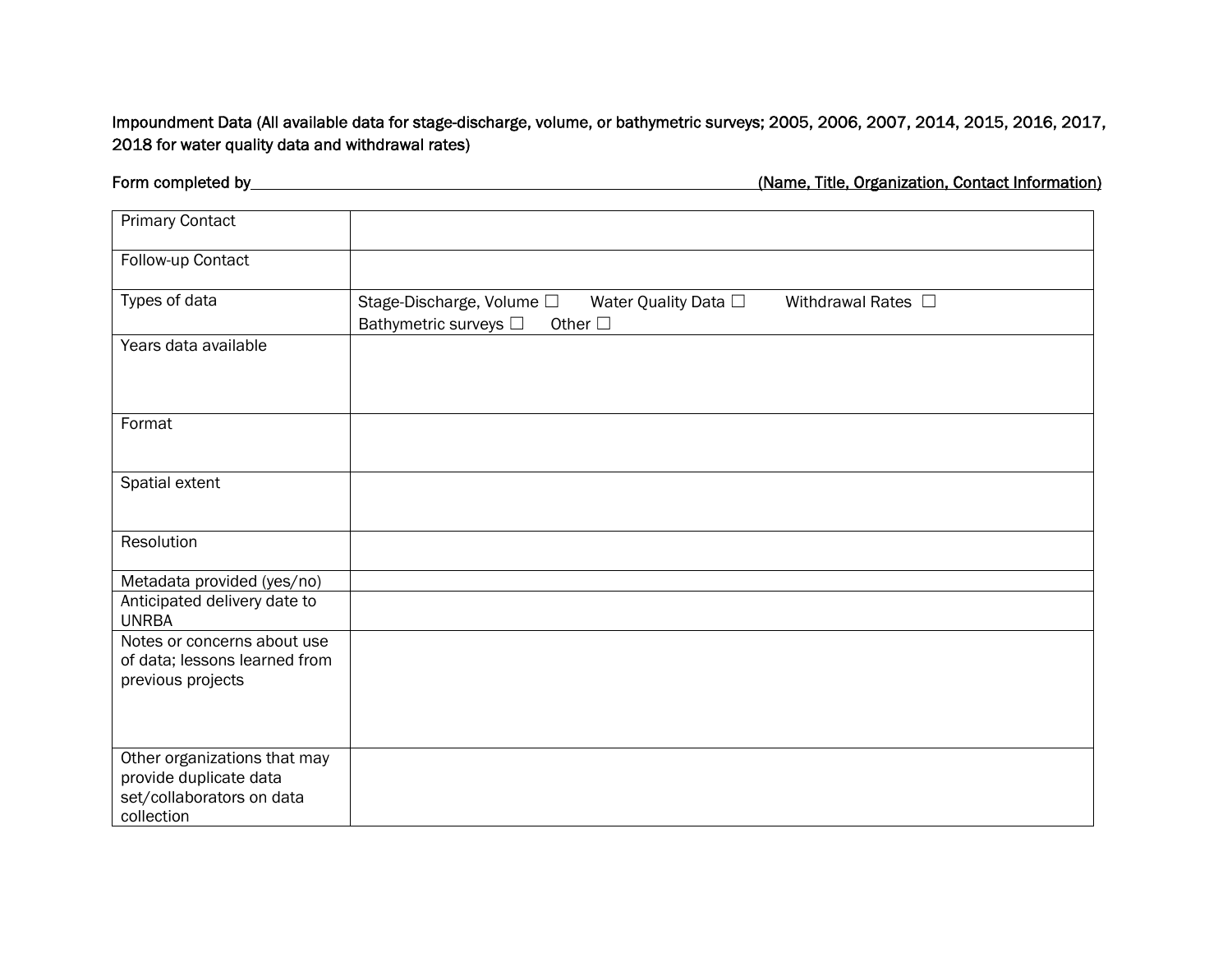Impoundment Data (All available data for stage-discharge, volume, or bathymetric surveys; 2005, 2006, 2007, 2014, 2015, 2016, 2017, 2018 for water quality data and withdrawal rates)

Form completed by\_\_\_\_\_\_\_\_\_\_\_\_\_\_\_\_\_\_\_\_\_\_\_\_\_\_\_\_\_\_\_\_\_\_\_\_\_\_\_\_\_\_\_\_\_\_\_\_\_\_\_\_\_\_\_\_(Name, Title, Organization, Contact Information)

| | |
|---|---|
| Primary Contact | |
| Follow-up Contact | |
| Types of data | Stage-Discharge, Volume ☐ Water Quality Data ☐ Withdrawal Rates ☐ Bathymetric surveys ☐ Other ☐ |
| Years data available | |
| Format | |
| Spatial extent | |
| Resolution | |
| Metadata provided (yes/no) | |
| Anticipated delivery date to UNRBA | |
| Notes or concerns about use of data; lessons learned from previous projects | |
| Other organizations that may provide duplicate data set/collaborators on data collection | |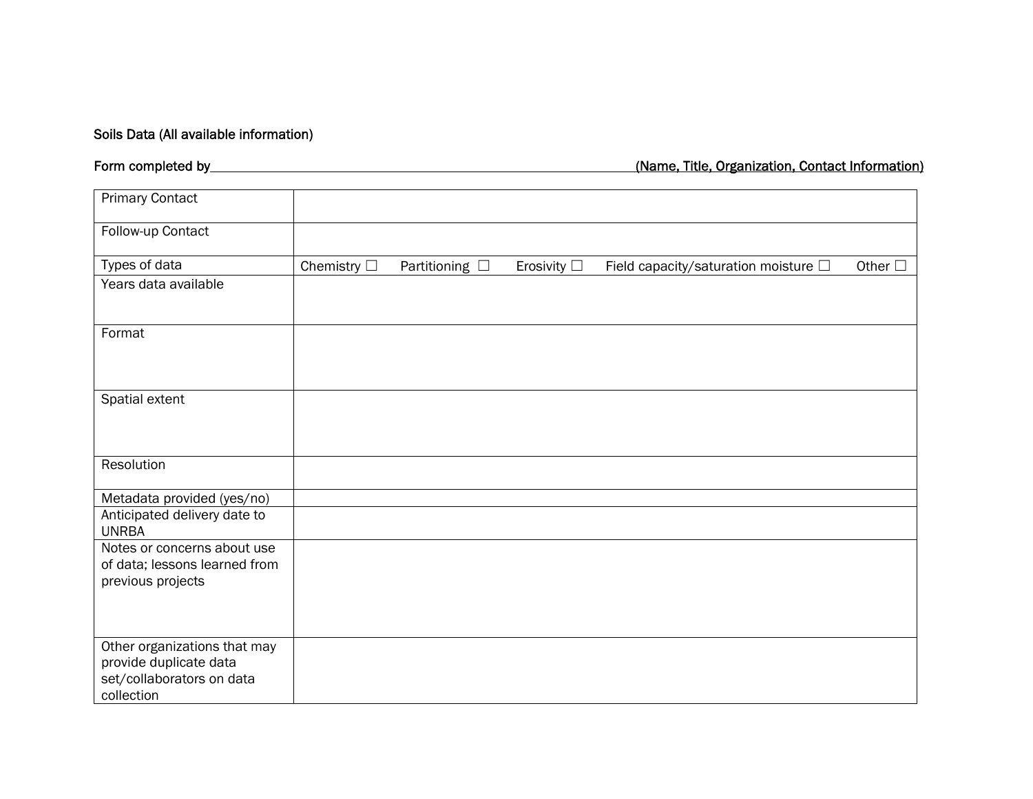Soils Data (All available information)

Form completed by_______________________________________________ (Name, Title, Organization, Contact Information)

| | |
|---|---|
| Primary Contact | |
| Follow-up Contact | |
| Types of data | Chemistry ☐ Partitioning ☐ Erosivity ☐ Field capacity/saturation moisture ☐ Other ☐ |
| Years data available | |
| Format | |
| Spatial extent | |
| Resolution | |
| Metadata provided (yes/no) | |
| Anticipated delivery date to UNRBA | |
| Notes or concerns about use of data; lessons learned from previous projects | |
| Other organizations that may provide duplicate data set/collaborators on data collection | |